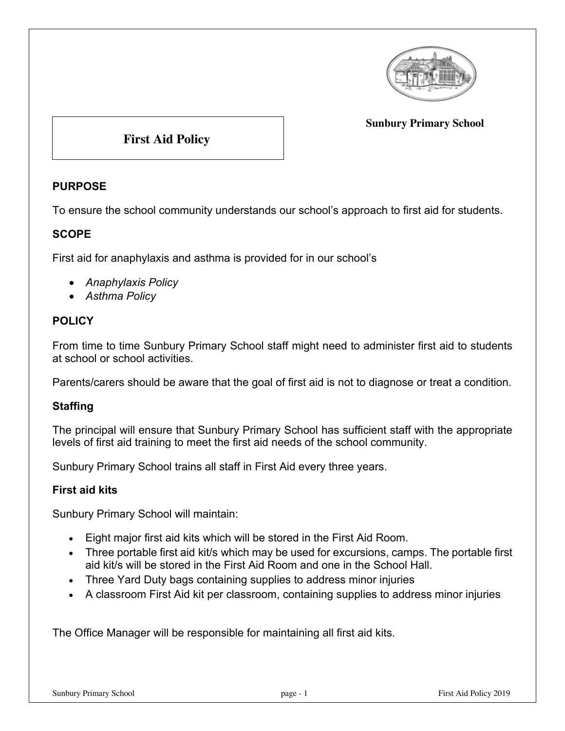Sunbury Primary School

# First Aid Policy

## PURPOSE

To ensure the school community understands our school's approach to first aid for students.

## SCOPE

First aid for anaphylaxis and asthma is provided for in our school's

- *Anaphylaxis Policy*
- *Asthma Policy*

## POLICY

From time to time Sunbury Primary School staff might need to administer first aid to students at school or school activities.

Parents/carers should be aware that the goal of first aid is not to diagnose or treat a condition.

### Staffing

The principal will ensure that Sunbury Primary School has sufficient staff with the appropriate levels of first aid training to meet the first aid needs of the school community.

Sunbury Primary School trains all staff in First Aid every three years.

### First aid kits

Sunbury Primary School will maintain:

- Eight major first aid kits which will be stored in the First Aid Room.
- Three portable first aid kit/s which may be used for excursions, camps. The portable first aid kit/s will be stored in the First Aid Room and one in the School Hall.
- Three Yard Duty bags containing supplies to address minor injuries
- A classroom First Aid kit per classroom, containing supplies to address minor injuries

The Office Manager will be responsible for maintaining all first aid kits.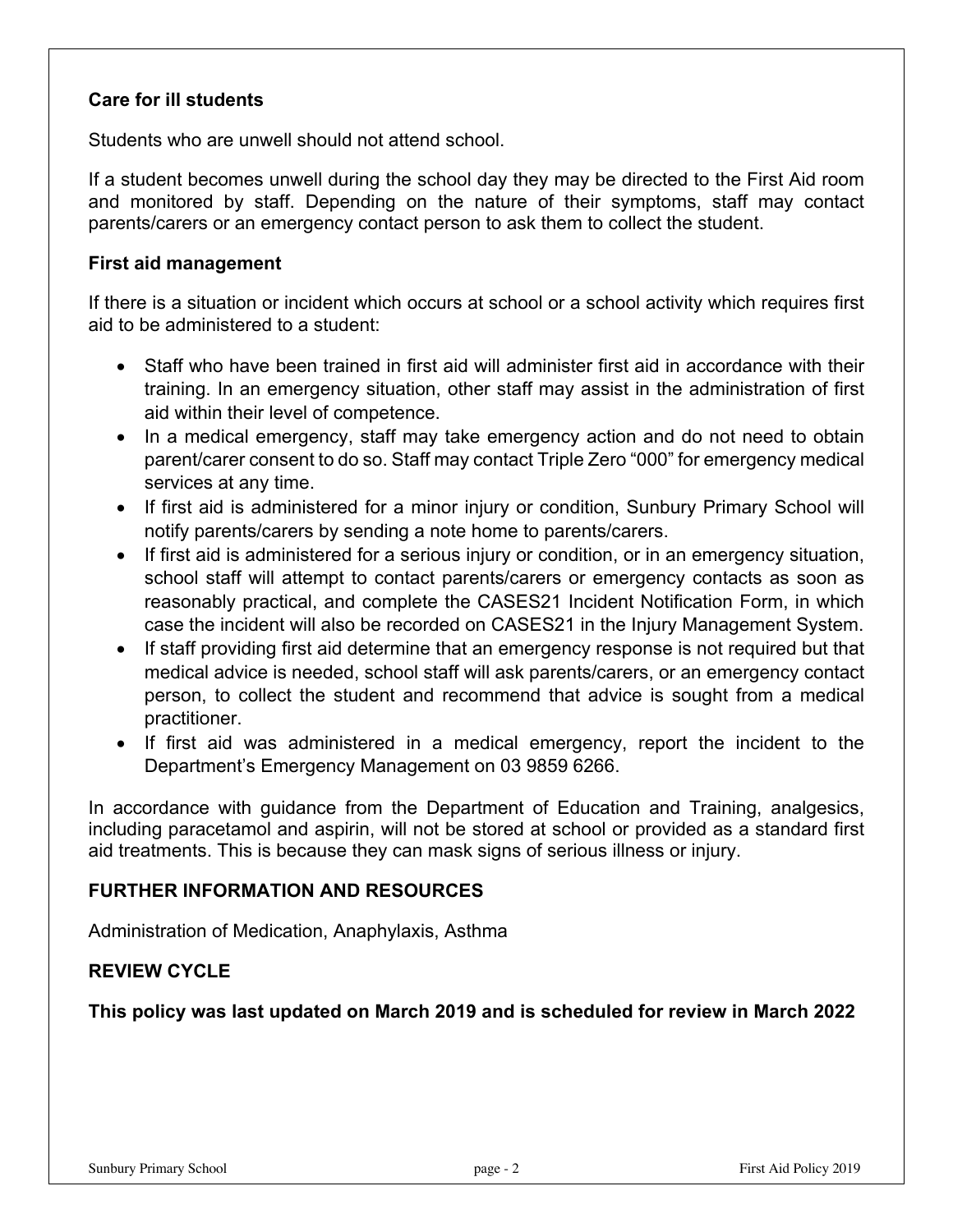### Care for ill students

Students who are unwell should not attend school.

If a student becomes unwell during the school day they may be directed to the First Aid room and monitored by staff. Depending on the nature of their symptoms, staff may contact parents/carers or an emergency contact person to ask them to collect the student.

### First aid management

If there is a situation or incident which occurs at school or a school activity which requires first aid to be administered to a student:

- Staff who have been trained in first aid will administer first aid in accordance with their training. In an emergency situation, other staff may assist in the administration of first aid within their level of competence.
- In a medical emergency, staff may take emergency action and do not need to obtain parent/carer consent to do so. Staff may contact Triple Zero "000" for emergency medical services at any time.
- If first aid is administered for a minor injury or condition, Sunbury Primary School will notify parents/carers by sending a note home to parents/carers.
- If first aid is administered for a serious injury or condition, or in an emergency situation, school staff will attempt to contact parents/carers or emergency contacts as soon as reasonably practical, and complete the CASES21 Incident Notification Form, in which case the incident will also be recorded on CASES21 in the Injury Management System.
- If staff providing first aid determine that an emergency response is not required but that medical advice is needed, school staff will ask parents/carers, or an emergency contact person, to collect the student and recommend that advice is sought from a medical practitioner.
- If first aid was administered in a medical emergency, report the incident to the Department's Emergency Management on 03 9859 6266.

In accordance with guidance from the Department of Education and Training, analgesics, including paracetamol and aspirin, will not be stored at school or provided as a standard first aid treatments. This is because they can mask signs of serious illness or injury.

## FURTHER INFORMATION AND RESOURCES

Administration of Medication, Anaphylaxis, Asthma

## REVIEW CYCLE

**This policy was last updated on March 2019 and is scheduled for review in March 2022**